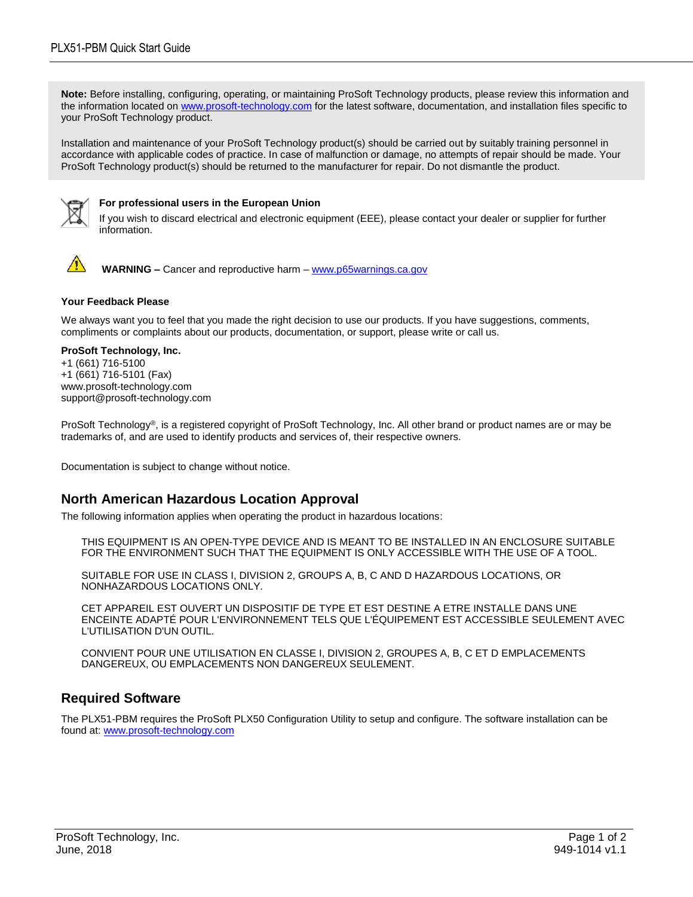**Note:** Before installing, configuring, operating, or maintaining ProSoft Technology products, please review this information and the information located on [www.prosoft-technology.com](www.prosoft-technology.com) for the latest software, documentation, and installation files specific to your ProSoft Technology product.

Installation and maintenance of your ProSoft Technology product(s) should be carried out by suitably training personnel in accordance with applicable codes of practice. In case of malfunction or damage, no attempts of repair should be made. Your ProSoft Technology product(s) should be returned to the manufacturer for repair. Do not dismantle the product.

**For professional users in the European Union**

If you wish to discard electrical and electronic equipment (EEE), please contact your dealer or supplier for further information.

**WARNING –** Cancer and reproductive harm – [www.p65warnings.ca.gov](www.p65warnings.ca.gov)

**Your Feedback Please**

We always want you to feel that you made the right decision to use our products. If you have suggestions, comments, compliments or complaints about our products, documentation, or support, please write or call us.

**ProSoft Technology, Inc.**
+1 (661) 716-5100
+1 (661) 716-5101 (Fax)
www.prosoft-technology.com
support@prosoft-technology.com

ProSoft Technology®, is a registered copyright of ProSoft Technology, Inc. All other brand or product names are or may be trademarks of, and are used to identify products and services of, their respective owners.

Documentation is subject to change without notice.

## North American Hazardous Location Approval

The following information applies when operating the product in hazardous locations:

> THIS EQUIPMENT IS AN OPEN-TYPE DEVICE AND IS MEANT TO BE INSTALLED IN AN ENCLOSURE SUITABLE FOR THE ENVIRONMENT SUCH THAT THE EQUIPMENT IS ONLY ACCESSIBLE WITH THE USE OF A TOOL.
>
> SUITABLE FOR USE IN CLASS I, DIVISION 2, GROUPS A, B, C AND D HAZARDOUS LOCATIONS, OR NONHAZARDOUS LOCATIONS ONLY.
>
> CET APPAREIL EST OUVERT UN DISPOSITIF DE TYPE ET EST DESTINE A ETRE INSTALLE DANS UNE ENCEINTE ADAPTÉ POUR L'ENVIRONNEMENT TELS QUE L'ÉQUIPEMENT EST ACCESSIBLE SEULEMENT AVEC L'UTILISATION D'UN OUTIL.
>
> CONVIENT POUR UNE UTILISATION EN CLASSE I, DIVISION 2, GROUPES A, B, C ET D EMPLACEMENTS DANGEREUX, OU EMPLACEMENTS NON DANGEREUX SEULEMENT.

## Required Software

The PLX51-PBM requires the ProSoft PLX50 Configuration Utility to setup and configure. The software installation can be found at: [www.prosoft-technology.com](www.prosoft-technology.com)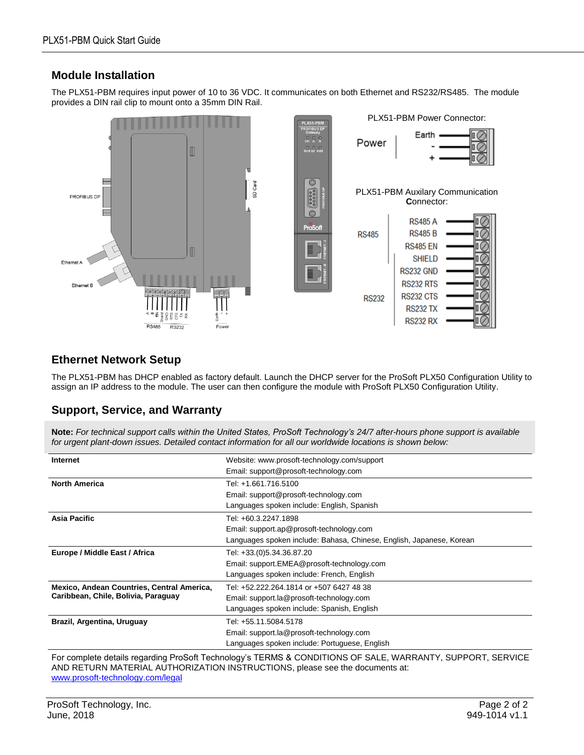## Module Installation

The PLX51-PBM requires input power of 10 to 36 VDC. It communicates on both Ethernet and RS232/RS485. The module provides a DIN rail clip to mount onto a 35mm DIN Rail.

PROFIBUS DP

SD Card

Ethernet A

Ethernet B

RS485

RS232

Power

PLX51-PBM Power Connector:

Power

Earth

-

+

PLX51-PBM Auxilary Communication **C**onnector:

RS485

RS485 A

RS485 B

RS485 EN

SHIELD

RS232 GND

RS232 RTS

RS232 CTS

RS232 TX

RS232 RX

RS232

## Ethernet Network Setup

The PLX51-PBM has DHCP enabled as factory default. Launch the DHCP server for the ProSoft PLX50 Configuration Utility to assign an IP address to the module. The user can then configure the module with ProSoft PLX50 Configuration Utility.

## Support, Service, and Warranty

**Note:** *For technical support calls within the United States, ProSoft Technology's 24/7 after-hours phone support is available for urgent plant-down issues. Detailed contact information for all our worldwide locations is shown below:*

| | |
|---|---|
| **Internet** | Website: www.prosoft-technology.com/support<br>Email: support@prosoft-technology.com |
| **North America** | Tel: +1.661.716.5100<br>Email: support@prosoft-technology.com<br>Languages spoken include: English, Spanish |
| **Asia Pacific** | Tel: +60.3.2247.1898<br>Email: support.ap@prosoft-technology.com<br>Languages spoken include: Bahasa, Chinese, English, Japanese, Korean |
| **Europe / Middle East / Africa** | Tel: +33.(0)5.34.36.87.20<br>Email: support.EMEA@prosoft-technology.com<br>Languages spoken include: French, English |
| **Mexico, Andean Countries, Central America, Caribbean, Chile, Bolivia, Paraguay** | Tel: +52.222.264.1814 or +507 6427 48 38<br>Email: support.la@prosoft-technology.com<br>Languages spoken include: Spanish, English |
| **Brazil, Argentina, Uruguay** | Tel: +55.11.5084.5178<br>Email: support.la@prosoft-technology.com<br>Languages spoken include: Portuguese, English |

For complete details regarding ProSoft Technology's TERMS & CONDITIONS OF SALE, WARRANTY, SUPPORT, SERVICE AND RETURN MATERIAL AUTHORIZATION INSTRUCTIONS, please see the documents at: [www.prosoft-technology.com/legal](www.prosoft-technology.com/legal)

ProSoft Technology, Inc.
June, 2018

949-1014 v1.1